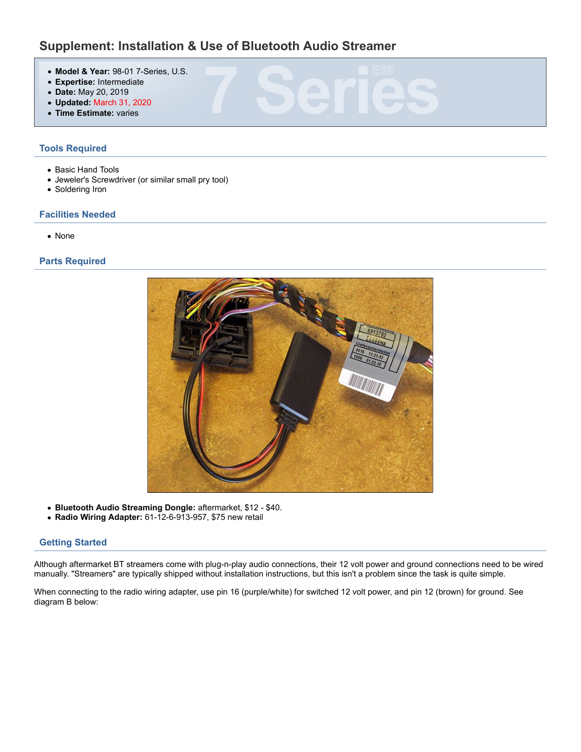# Supplement: Installation & Use of Bluetooth Audio Streamer

- **Model & Year:** 98-01 7-Series, U.S.
- **Expertise:** Intermediate
- **Date:** May 20, 2019
- **Updated:** March 31, 2020
- **Time Estimate:** varies

## Tools Required

- Basic Hand Tools
- Jeweler's Screwdriver (or similar small pry tool)
- Soldering Iron

## Facilities Needed

- None

## Parts Required

- **Bluetooth Audio Streaming Dongle:** aftermarket, $12 - $40.
- **Radio Wiring Adapter:** 61-12-6-913-957, $75 new retail

## Getting Started

Although aftermarket BT streamers come with plug-n-play audio connections, their 12 volt power and ground connections need to be wired manually. "Streamers" are typically shipped without installation instructions, but this isn't a problem since the task is quite simple.

When connecting to the radio wiring adapter, use pin 16 (purple/white) for switched 12 volt power, and pin 12 (brown) for ground. See diagram B below: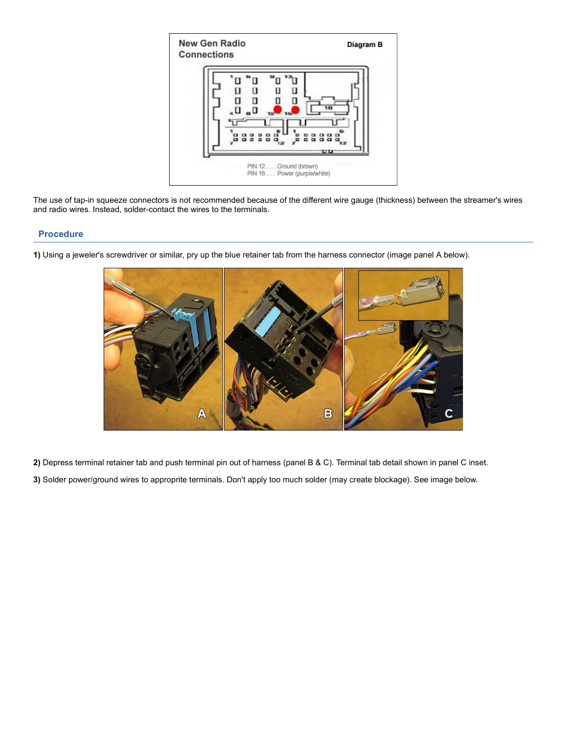The use of tap-in squeeze connectors is not recommended because of the different wire gauge (thickness) between the streamer's wires and radio wires. Instead, solder-contact the wires to the terminals.

## Procedure

**1)** Using a jeweler's screwdriver or similar, pry up the blue retainer tab from the harness connector (image panel A below).

**2)** Depress terminal retainer tab and push terminal pin out of harness (panel B & C). Terminal tab detail shown in panel C inset.

**3)** Solder power/ground wires to appropritе terminals. Don't apply too much solder (may create blockage). See image below.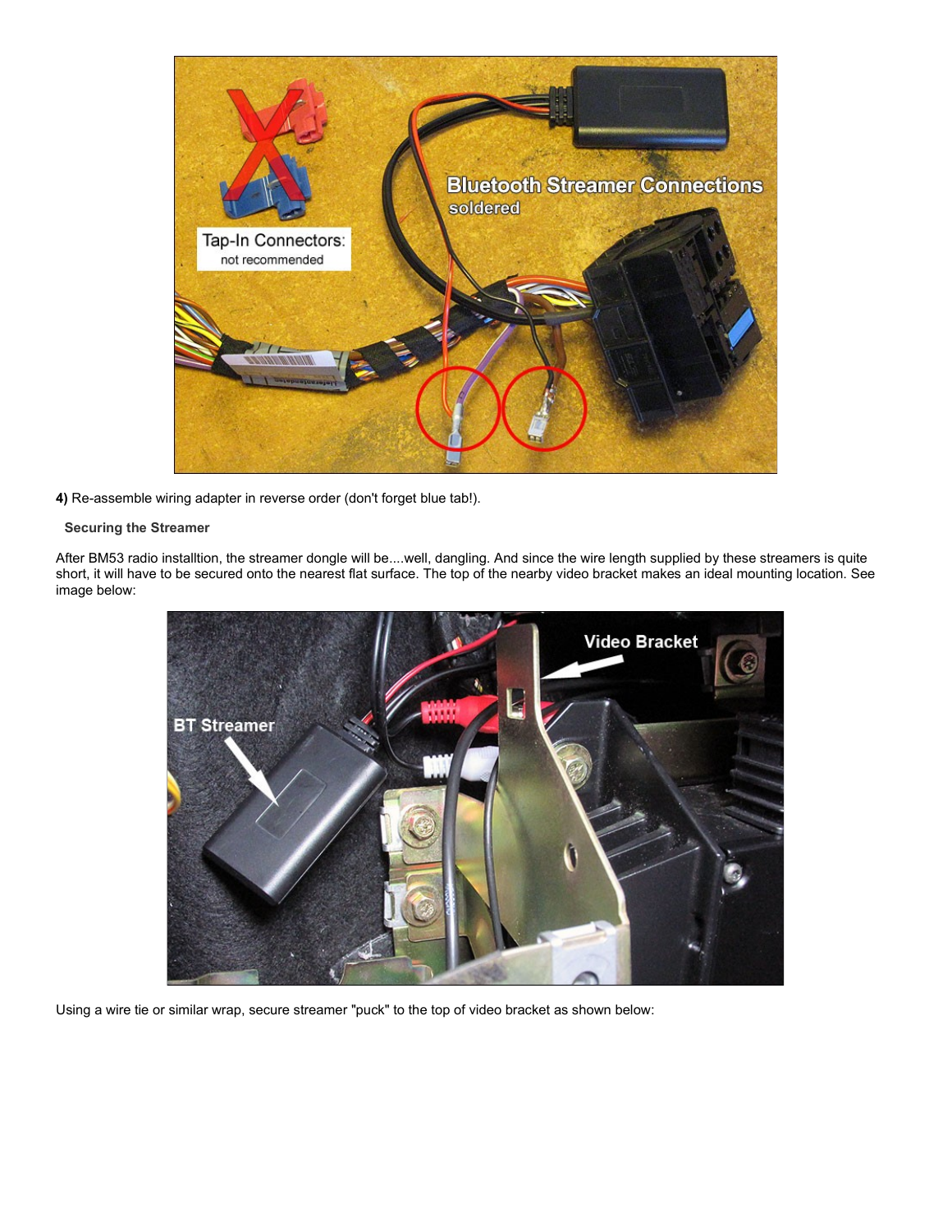**4)** Re-assemble wiring adapter in reverse order (don't forget blue tab!).

### Securing the Streamer

After BM53 radio installtion, the streamer dongle will be....well, dangling. And since the wire length supplied by these streamers is quite short, it will have to be secured onto the nearest flat surface. The top of the nearby video bracket makes an ideal mounting location. See image below:

Using a wire tie or similar wrap, secure streamer "puck" to the top of video bracket as shown below: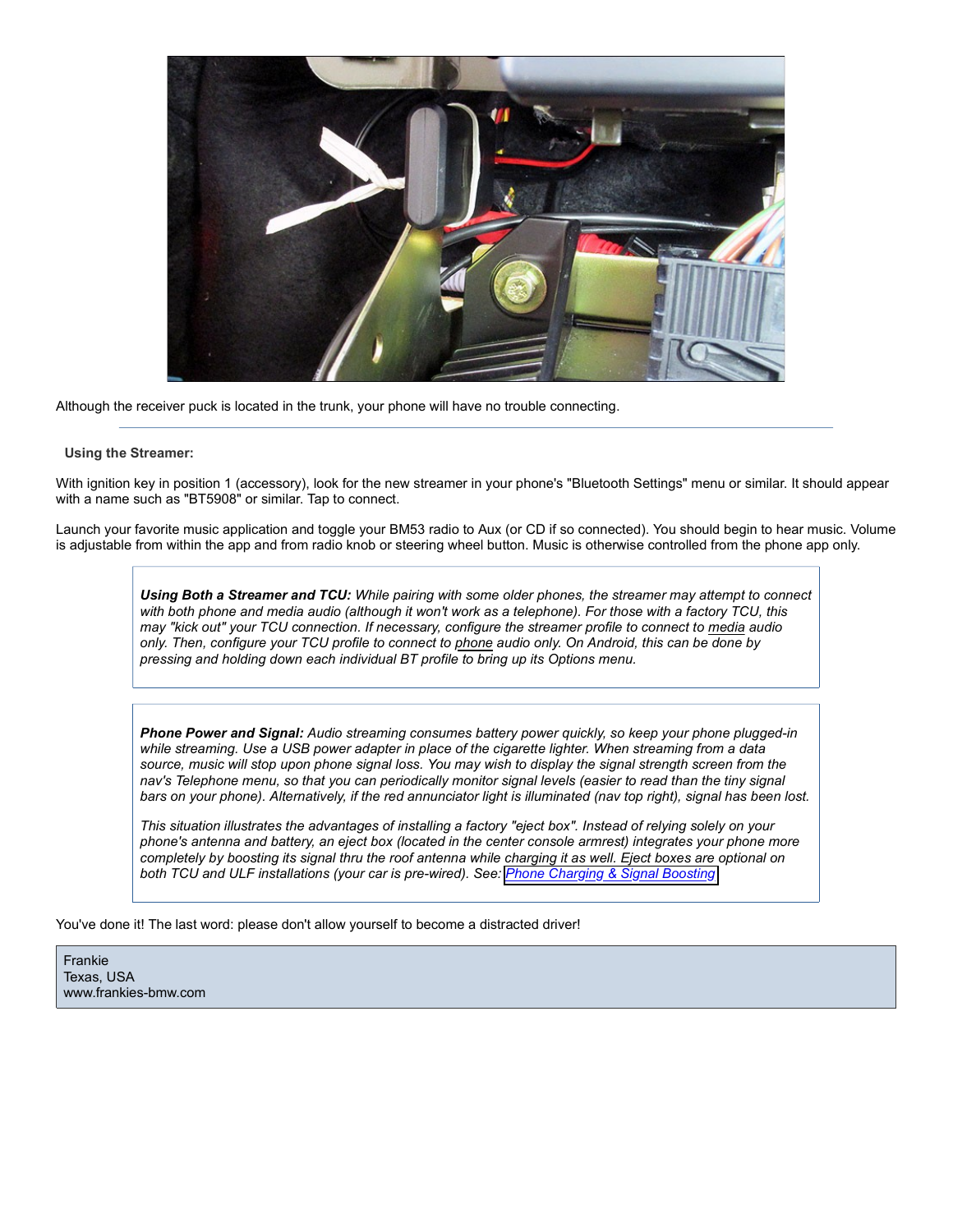Although the receiver puck is located in the trunk, your phone will have no trouble connecting.

---

**Using the Streamer:**

With ignition key in position 1 (accessory), look for the new streamer in your phone's "Bluetooth Settings" menu or similar. It should appear with a name such as "BT5908" or similar. Tap to connect.

Launch your favorite music application and toggle your BM53 radio to Aux (or CD if so connected). You should begin to hear music. Volume is adjustable from within the app and from radio knob or steering wheel button. Music is otherwise controlled from the phone app only.

> ***Using Both a Streamer and TCU:*** *While pairing with some older phones, the streamer may attempt to connect with both phone and media audio (although it won't work as a telephone). For those with a factory TCU, this may "kick out" your TCU connection. If necessary, configure the streamer profile to connect to media audio only. Then, configure your TCU profile to connect to phone audio only. On Android, this can be done by pressing and holding down each individual BT profile to bring up its Options menu.*

> ***Phone Power and Signal:*** *Audio streaming consumes battery power quickly, so keep your phone plugged-in while streaming. Use a USB power adapter in place of the cigarette lighter. When streaming from a data source, music will stop upon phone signal loss. You may wish to display the signal strength screen from the nav's Telephone menu, so that you can periodically monitor signal levels (easier to read than the tiny signal bars on your phone). Alternatively, if the red annunciator light is illuminated (nav top right), signal has been lost.*
>
> *This situation illustrates the advantages of installing a factory "eject box". Instead of relying solely on your phone's antenna and battery, an eject box (located in the center console armrest) integrates your phone more completely by boosting its signal thru the roof antenna while charging it as well. Eject boxes are optional on both TCU and ULF installations (your car is pre-wired). See: Phone Charging & Signal Boosting*

You've done it! The last word: please don't allow yourself to become a distracted driver!

Frankie
Texas, USA
www.frankies-bmw.com